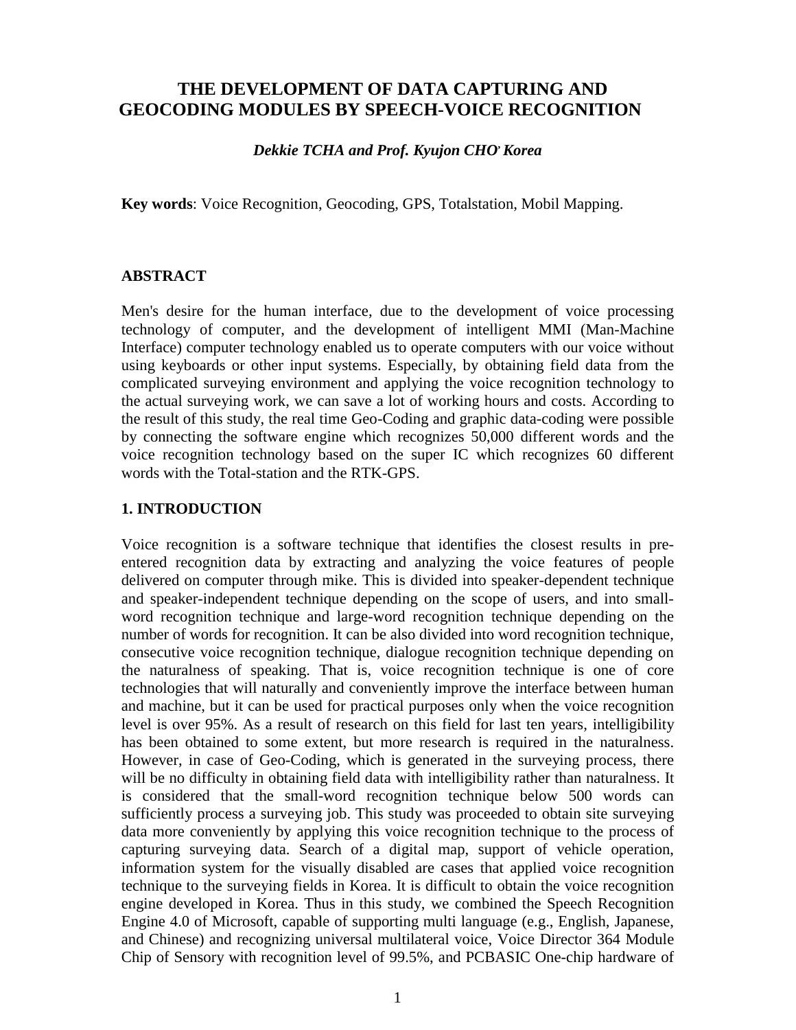# THE DEVELOPMENT OF DATA CAPTURING AND GEOCODING MODULES BY SPEECH-VOICE RECOGNITION

***Dekkie TCHA and Prof. Kyujon CHO, Korea***

**Key words**: Voice Recognition, Geocoding, GPS, Totalstation, Mobil Mapping.

## ABSTRACT

Men's desire for the human interface, due to the development of voice processing technology of computer, and the development of intelligent MMI (Man-Machine Interface) computer technology enabled us to operate computers with our voice without using keyboards or other input systems. Especially, by obtaining field data from the complicated surveying environment and applying the voice recognition technology to the actual surveying work, we can save a lot of working hours and costs. According to the result of this study, the real time Geo-Coding and graphic data-coding were possible by connecting the software engine which recognizes 50,000 different words and the voice recognition technology based on the super IC which recognizes 60 different words with the Total-station and the RTK-GPS.

## 1. INTRODUCTION

Voice recognition is a software technique that identifies the closest results in pre-entered recognition data by extracting and analyzing the voice features of people delivered on computer through mike. This is divided into speaker-dependent technique and speaker-independent technique depending on the scope of users, and into small-word recognition technique and large-word recognition technique depending on the number of words for recognition. It can be also divided into word recognition technique, consecutive voice recognition technique, dialogue recognition technique depending on the naturalness of speaking. That is, voice recognition technique is one of core technologies that will naturally and conveniently improve the interface between human and machine, but it can be used for practical purposes only when the voice recognition level is over 95%. As a result of research on this field for last ten years, intelligibility has been obtained to some extent, but more research is required in the naturalness. However, in case of Geo-Coding, which is generated in the surveying process, there will be no difficulty in obtaining field data with intelligibility rather than naturalness. It is considered that the small-word recognition technique below 500 words can sufficiently process a surveying job. This study was proceeded to obtain site surveying data more conveniently by applying this voice recognition technique to the process of capturing surveying data. Search of a digital map, support of vehicle operation, information system for the visually disabled are cases that applied voice recognition technique to the surveying fields in Korea. It is difficult to obtain the voice recognition engine developed in Korea. Thus in this study, we combined the Speech Recognition Engine 4.0 of Microsoft, capable of supporting multi language (e.g., English, Japanese, and Chinese) and recognizing universal multilateral voice, Voice Director 364 Module Chip of Sensory with recognition level of 99.5%, and PCBASIC One-chip hardware of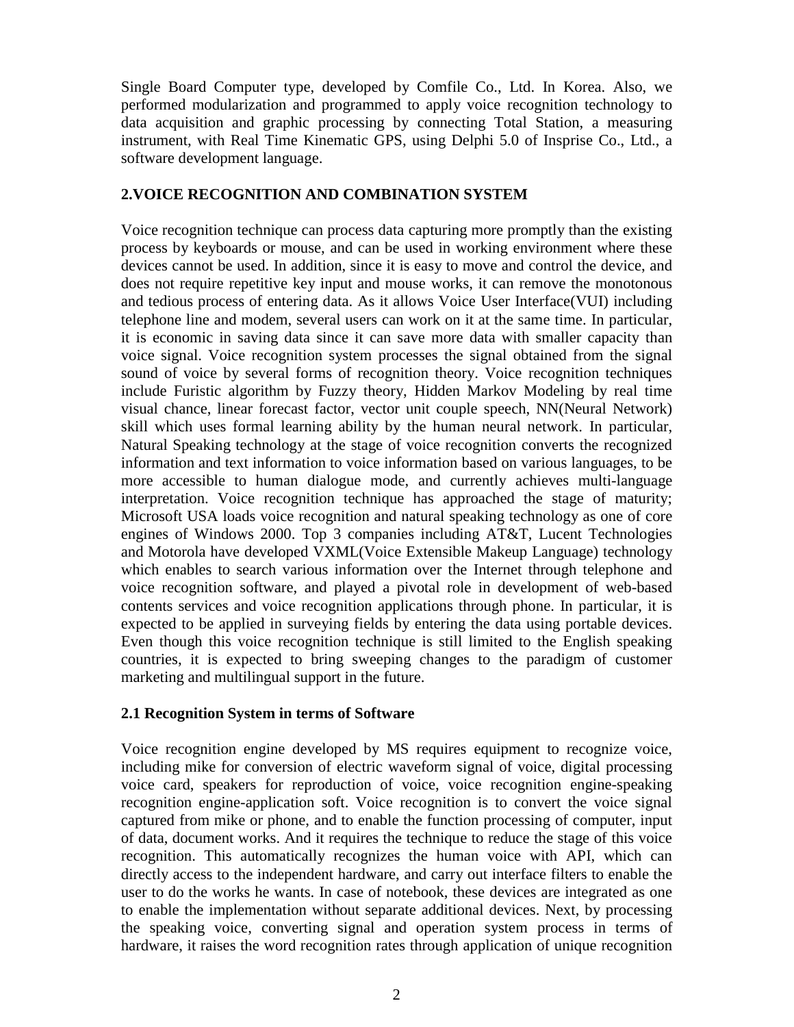Single Board Computer type, developed by Comfile Co., Ltd. In Korea. Also, we performed modularization and programmed to apply voice recognition technology to data acquisition and graphic processing by connecting Total Station, a measuring instrument, with Real Time Kinematic GPS, using Delphi 5.0 of Insprise Co., Ltd., a software development language.

## 2.VOICE RECOGNITION AND COMBINATION SYSTEM

Voice recognition technique can process data capturing more promptly than the existing process by keyboards or mouse, and can be used in working environment where these devices cannot be used. In addition, since it is easy to move and control the device, and does not require repetitive key input and mouse works, it can remove the monotonous and tedious process of entering data. As it allows Voice User Interface(VUI) including telephone line and modem, several users can work on it at the same time. In particular, it is economic in saving data since it can save more data with smaller capacity than voice signal. Voice recognition system processes the signal obtained from the signal sound of voice by several forms of recognition theory. Voice recognition techniques include Furistic algorithm by Fuzzy theory, Hidden Markov Modeling by real time visual chance, linear forecast factor, vector unit couple speech, NN(Neural Network) skill which uses formal learning ability by the human neural network. In particular, Natural Speaking technology at the stage of voice recognition converts the recognized information and text information to voice information based on various languages, to be more accessible to human dialogue mode, and currently achieves multi-language interpretation. Voice recognition technique has approached the stage of maturity; Microsoft USA loads voice recognition and natural speaking technology as one of core engines of Windows 2000. Top 3 companies including AT&T, Lucent Technologies and Motorola have developed VXML(Voice Extensible Makeup Language) technology which enables to search various information over the Internet through telephone and voice recognition software, and played a pivotal role in development of web-based contents services and voice recognition applications through phone. In particular, it is expected to be applied in surveying fields by entering the data using portable devices. Even though this voice recognition technique is still limited to the English speaking countries, it is expected to bring sweeping changes to the paradigm of customer marketing and multilingual support in the future.

### 2.1 Recognition System in terms of Software

Voice recognition engine developed by MS requires equipment to recognize voice, including mike for conversion of electric waveform signal of voice, digital processing voice card, speakers for reproduction of voice, voice recognition engine-speaking recognition engine-application soft. Voice recognition is to convert the voice signal captured from mike or phone, and to enable the function processing of computer, input of data, document works. And it requires the technique to reduce the stage of this voice recognition. This automatically recognizes the human voice with API, which can directly access to the independent hardware, and carry out interface filters to enable the user to do the works he wants. In case of notebook, these devices are integrated as one to enable the implementation without separate additional devices. Next, by processing the speaking voice, converting signal and operation system process in terms of hardware, it raises the word recognition rates through application of unique recognition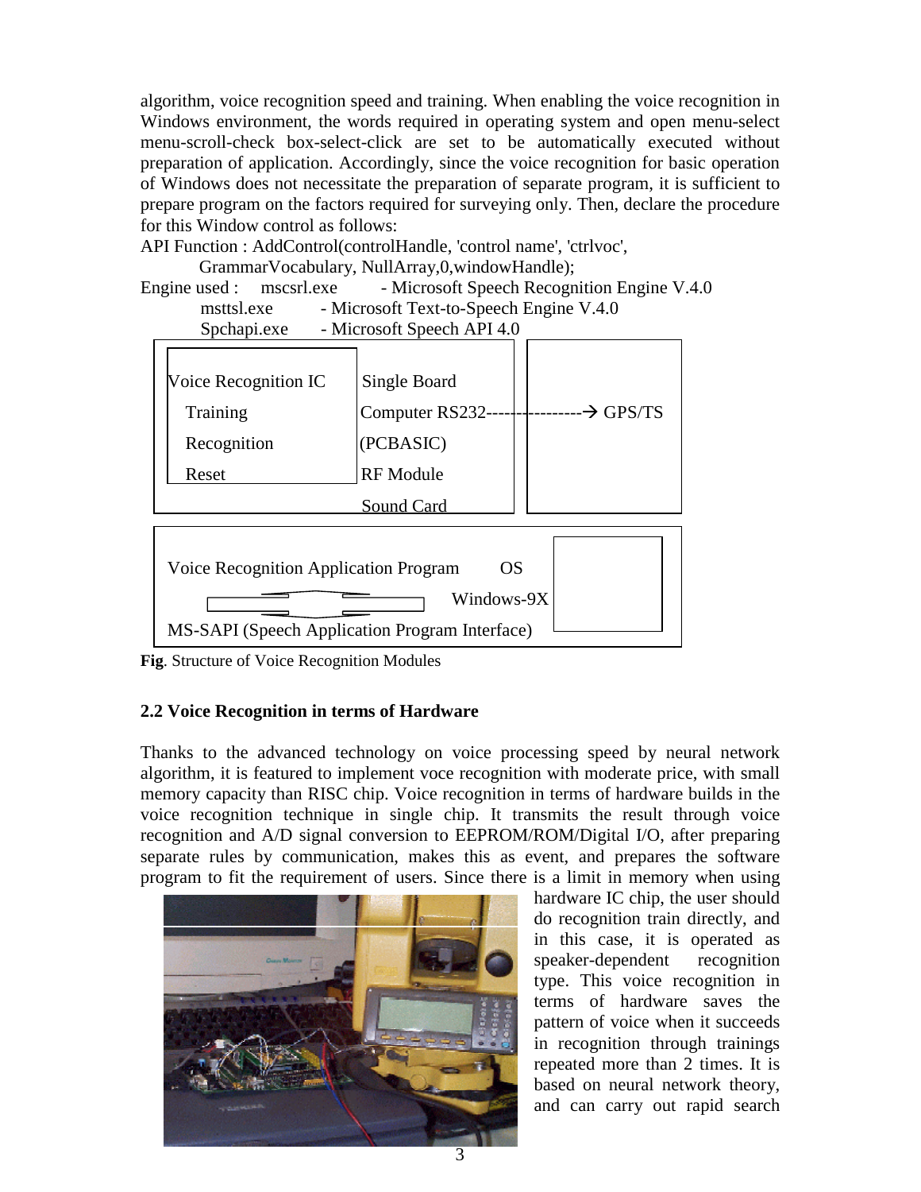algorithm, voice recognition speed and training. When enabling the voice recognition in Windows environment, the words required in operating system and open menu-select menu-scroll-check box-select-click are set to be automatically executed without preparation of application. Accordingly, since the voice recognition for basic operation of Windows does not necessitate the preparation of separate program, it is sufficient to prepare program on the factors required for surveying only. Then, declare the procedure for this Window control as follows:

API Function : AddControl(controlHandle, 'control name', 'ctrlvoc', GrammarVocabulary, NullArray,0,windowHandle);

Engine used : mscsrl.exe - Microsoft Speech Recognition Engine V.4.0
msttsl.exe - Microsoft Text-to-Speech Engine V.4.0
Spchapi.exe - Microsoft Speech API 4.0

Voice Recognition IC
Training
Recognition
Reset

Single Board
Computer RS232-------------------→ GPS/TS
(PCBASIC)
RF Module
Sound Card

Voice Recognition Application Program OS
Windows-9X
MS-SAPI (Speech Application Program Interface)

**Fig**. Structure of Voice Recognition Modules

### 2.2 Voice Recognition in terms of Hardware

Thanks to the advanced technology on voice processing speed by neural network algorithm, it is featured to implement voce recognition with moderate price, with small memory capacity than RISC chip. Voice recognition in terms of hardware builds in the voice recognition technique in single chip. It transmits the result through voice recognition and A/D signal conversion to EEPROM/ROM/Digital I/O, after preparing separate rules by communication, makes this as event, and prepares the software program to fit the requirement of users. Since there is a limit in memory when using hardware IC chip, the user should do recognition train directly, and in this case, it is operated as speaker-dependent recognition type. This voice recognition in terms of hardware saves the pattern of voice when it succeeds in recognition through trainings repeated more than 2 times. It is based on neural network theory, and can carry out rapid search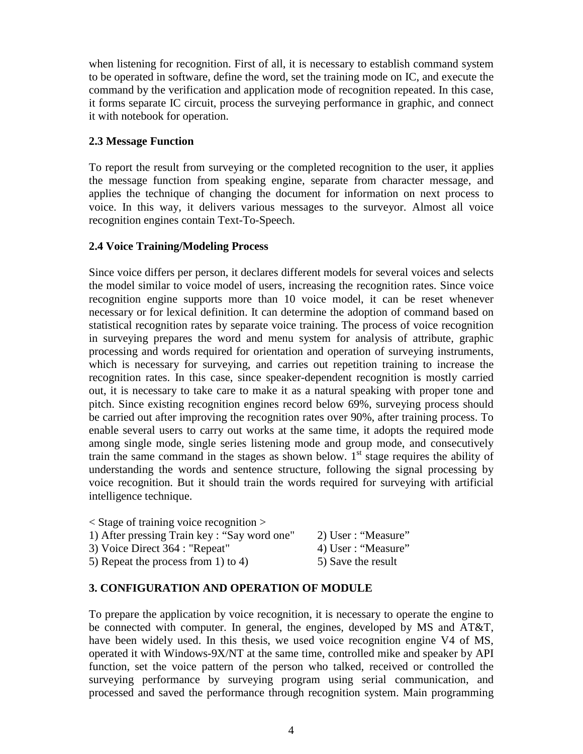when listening for recognition. First of all, it is necessary to establish command system to be operated in software, define the word, set the training mode on IC, and execute the command by the verification and application mode of recognition repeated. In this case, it forms separate IC circuit, process the surveying performance in graphic, and connect it with notebook for operation.

### 2.3 Message Function

To report the result from surveying or the completed recognition to the user, it applies the message function from speaking engine, separate from character message, and applies the technique of changing the document for information on next process to voice. In this way, it delivers various messages to the surveyor. Almost all voice recognition engines contain Text-To-Speech.

### 2.4 Voice Training/Modeling Process

Since voice differs per person, it declares different models for several voices and selects the model similar to voice model of users, increasing the recognition rates. Since voice recognition engine supports more than 10 voice model, it can be reset whenever necessary or for lexical definition. It can determine the adoption of command based on statistical recognition rates by separate voice training. The process of voice recognition in surveying prepares the word and menu system for analysis of attribute, graphic processing and words required for orientation and operation of surveying instruments, which is necessary for surveying, and carries out repetition training to increase the recognition rates. In this case, since speaker-dependent recognition is mostly carried out, it is necessary to take care to make it as a natural speaking with proper tone and pitch. Since existing recognition engines record below 69%, surveying process should be carried out after improving the recognition rates over 90%, after training process. To enable several users to carry out works at the same time, it adopts the required mode among single mode, single series listening mode and group mode, and consecutively train the same command in the stages as shown below. 1st stage requires the ability of understanding the words and sentence structure, following the signal processing by voice recognition. But it should train the words required for surveying with artificial intelligence technique.

< Stage of training voice recognition >

1) After pressing Train key : "Say word one"    2) User : "Measure"
3) Voice Direct 364 : "Repeat"    4) User : "Measure"
5) Repeat the process from 1) to 4)    5) Save the result

## 3. CONFIGURATION AND OPERATION OF MODULE

To prepare the application by voice recognition, it is necessary to operate the engine to be connected with computer. In general, the engines, developed by MS and AT&T, have been widely used. In this thesis, we used voice recognition engine V4 of MS, operated it with Windows-9X/NT at the same time, controlled mike and speaker by API function, set the voice pattern of the person who talked, received or controlled the surveying performance by surveying program using serial communication, and processed and saved the performance through recognition system. Main programming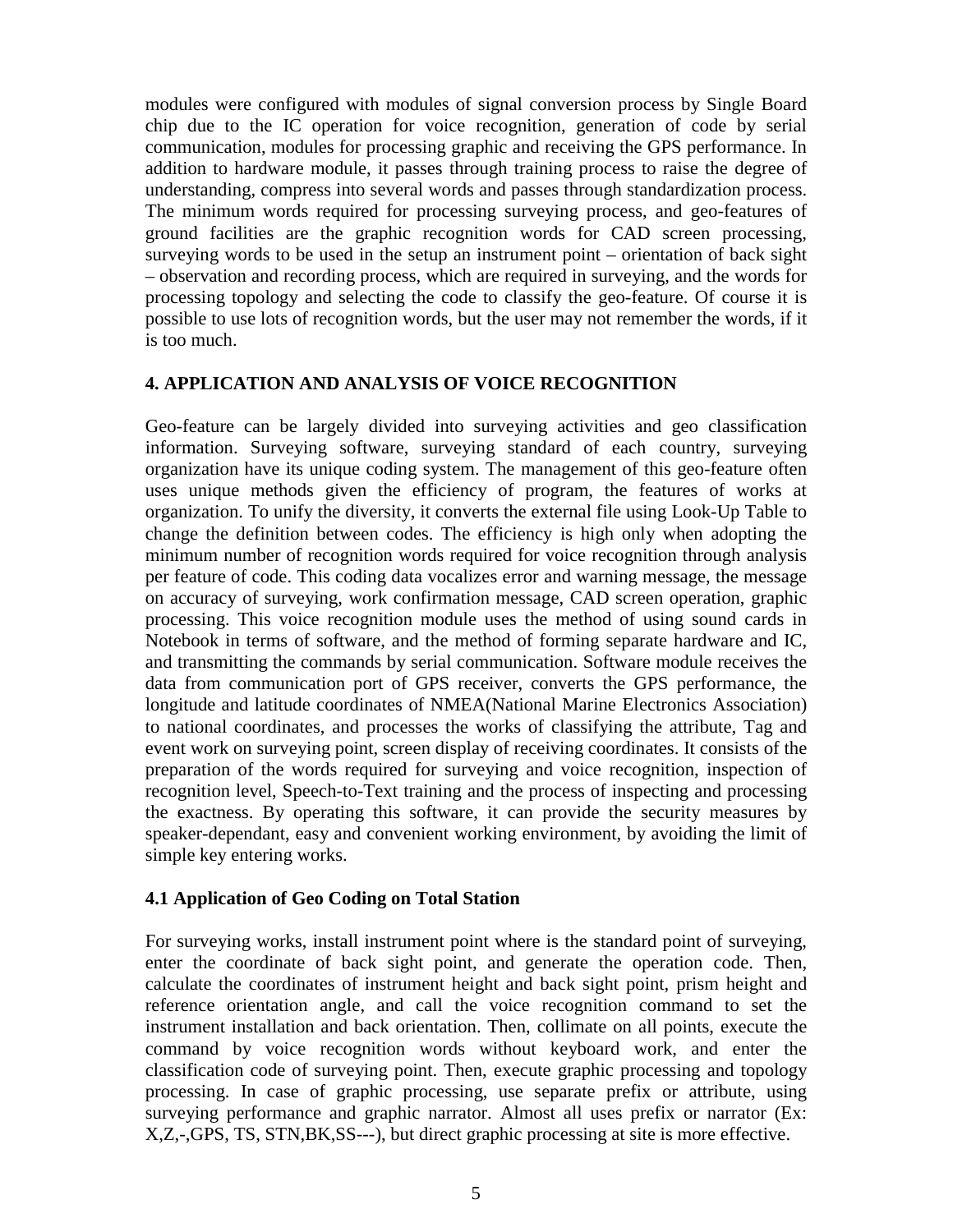modules were configured with modules of signal conversion process by Single Board chip due to the IC operation for voice recognition, generation of code by serial communication, modules for processing graphic and receiving the GPS performance. In addition to hardware module, it passes through training process to raise the degree of understanding, compress into several words and passes through standardization process. The minimum words required for processing surveying process, and geo-features of ground facilities are the graphic recognition words for CAD screen processing, surveying words to be used in the setup an instrument point – orientation of back sight – observation and recording process, which are required in surveying, and the words for processing topology and selecting the code to classify the geo-feature. Of course it is possible to use lots of recognition words, but the user may not remember the words, if it is too much.

## 4. APPLICATION AND ANALYSIS OF VOICE RECOGNITION

Geo-feature can be largely divided into surveying activities and geo classification information. Surveying software, surveying standard of each country, surveying organization have its unique coding system. The management of this geo-feature often uses unique methods given the efficiency of program, the features of works at organization. To unify the diversity, it converts the external file using Look-Up Table to change the definition between codes. The efficiency is high only when adopting the minimum number of recognition words required for voice recognition through analysis per feature of code. This coding data vocalizes error and warning message, the message on accuracy of surveying, work confirmation message, CAD screen operation, graphic processing. This voice recognition module uses the method of using sound cards in Notebook in terms of software, and the method of forming separate hardware and IC, and transmitting the commands by serial communication. Software module receives the data from communication port of GPS receiver, converts the GPS performance, the longitude and latitude coordinates of NMEA(National Marine Electronics Association) to national coordinates, and processes the works of classifying the attribute, Tag and event work on surveying point, screen display of receiving coordinates. It consists of the preparation of the words required for surveying and voice recognition, inspection of recognition level, Speech-to-Text training and the process of inspecting and processing the exactness. By operating this software, it can provide the security measures by speaker-dependant, easy and convenient working environment, by avoiding the limit of simple key entering works.

### 4.1 Application of Geo Coding on Total Station

For surveying works, install instrument point where is the standard point of surveying, enter the coordinate of back sight point, and generate the operation code. Then, calculate the coordinates of instrument height and back sight point, prism height and reference orientation angle, and call the voice recognition command to set the instrument installation and back orientation. Then, collimate on all points, execute the command by voice recognition words without keyboard work, and enter the classification code of surveying point. Then, execute graphic processing and topology processing. In case of graphic processing, use separate prefix or attribute, using surveying performance and graphic narrator. Almost all uses prefix or narrator (Ex: X,Z,-,GPS, TS, STN,BK,SS---), but direct graphic processing at site is more effective.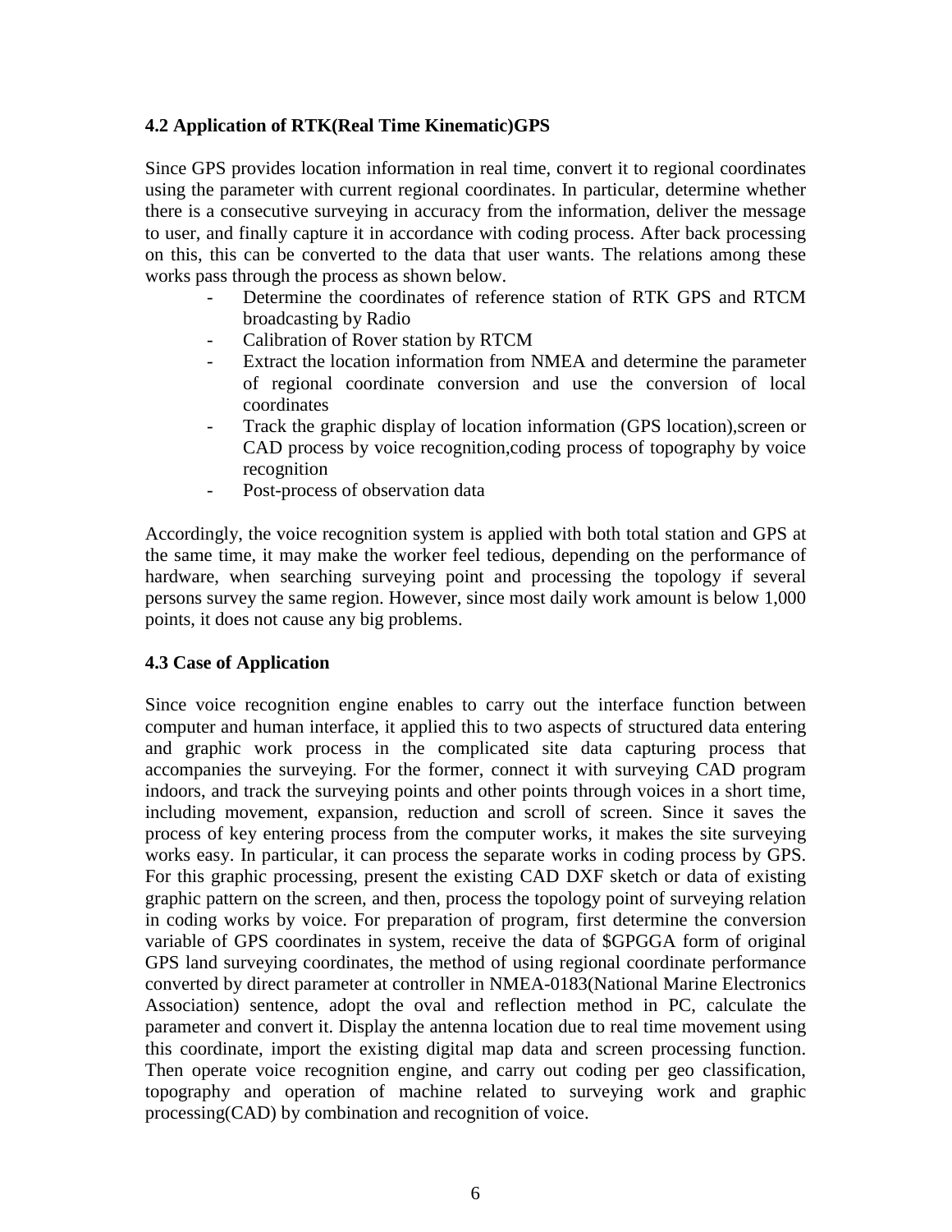### 4.2 Application of RTK(Real Time Kinematic)GPS

Since GPS provides location information in real time, convert it to regional coordinates using the parameter with current regional coordinates. In particular, determine whether there is a consecutive surveying in accuracy from the information, deliver the message to user, and finally capture it in accordance with coding process. After back processing on this, this can be converted to the data that user wants. The relations among these works pass through the process as shown below.

- Determine the coordinates of reference station of RTK GPS and RTCM broadcasting by Radio
- Calibration of Rover station by RTCM
- Extract the location information from NMEA and determine the parameter of regional coordinate conversion and use the conversion of local coordinates
- Track the graphic display of location information (GPS location),screen or CAD process by voice recognition,coding process of topography by voice recognition
- Post-process of observation data

Accordingly, the voice recognition system is applied with both total station and GPS at the same time, it may make the worker feel tedious, depending on the performance of hardware, when searching surveying point and processing the topology if several persons survey the same region. However, since most daily work amount is below 1,000 points, it does not cause any big problems.

### 4.3 Case of Application

Since voice recognition engine enables to carry out the interface function between computer and human interface, it applied this to two aspects of structured data entering and graphic work process in the complicated site data capturing process that accompanies the surveying. For the former, connect it with surveying CAD program indoors, and track the surveying points and other points through voices in a short time, including movement, expansion, reduction and scroll of screen. Since it saves the process of key entering process from the computer works, it makes the site surveying works easy. In particular, it can process the separate works in coding process by GPS. For this graphic processing, present the existing CAD DXF sketch or data of existing graphic pattern on the screen, and then, process the topology point of surveying relation in coding works by voice. For preparation of program, first determine the conversion variable of GPS coordinates in system, receive the data of $GPGGA form of original GPS land surveying coordinates, the method of using regional coordinate performance converted by direct parameter at controller in NMEA-0183(National Marine Electronics Association) sentence, adopt the oval and reflection method in PC, calculate the parameter and convert it. Display the antenna location due to real time movement using this coordinate, import the existing digital map data and screen processing function. Then operate voice recognition engine, and carry out coding per geo classification, topography and operation of machine related to surveying work and graphic processing(CAD) by combination and recognition of voice.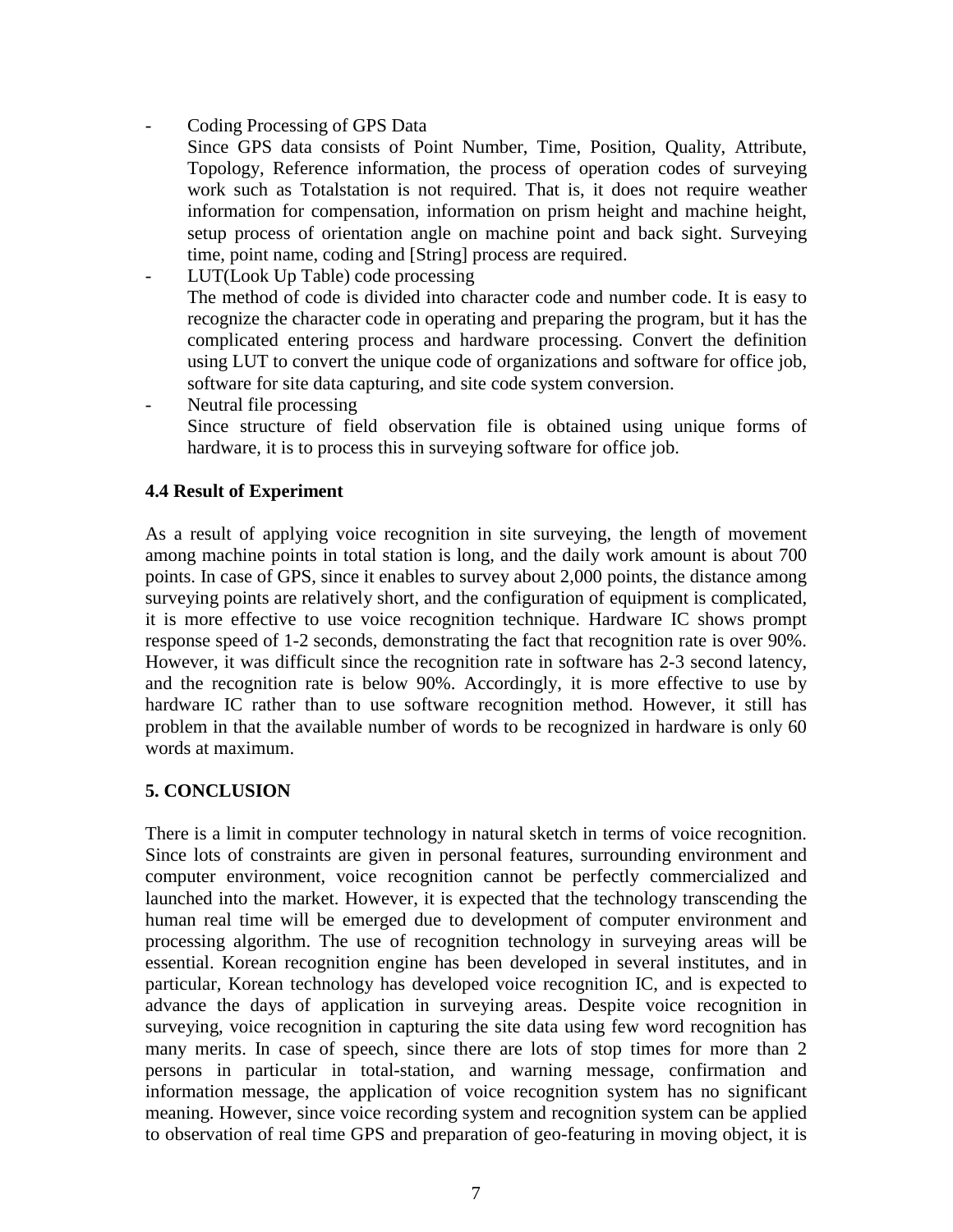- Coding Processing of GPS Data

  Since GPS data consists of Point Number, Time, Position, Quality, Attribute, Topology, Reference information, the process of operation codes of surveying work such as Totalstation is not required. That is, it does not require weather information for compensation, information on prism height and machine height, setup process of orientation angle on machine point and back sight. Surveying time, point name, coding and [String] process are required.

- LUT(Look Up Table) code processing

  The method of code is divided into character code and number code. It is easy to recognize the character code in operating and preparing the program, but it has the complicated entering process and hardware processing. Convert the definition using LUT to convert the unique code of organizations and software for office job, software for site data capturing, and site code system conversion.

- Neutral file processing

  Since structure of field observation file is obtained using unique forms of hardware, it is to process this in surveying software for office job.

### 4.4 Result of Experiment

As a result of applying voice recognition in site surveying, the length of movement among machine points in total station is long, and the daily work amount is about 700 points. In case of GPS, since it enables to survey about 2,000 points, the distance among surveying points are relatively short, and the configuration of equipment is complicated, it is more effective to use voice recognition technique. Hardware IC shows prompt response speed of 1-2 seconds, demonstrating the fact that recognition rate is over 90%. However, it was difficult since the recognition rate in software has 2-3 second latency, and the recognition rate is below 90%. Accordingly, it is more effective to use by hardware IC rather than to use software recognition method. However, it still has problem in that the available number of words to be recognized in hardware is only 60 words at maximum.

## 5. CONCLUSION

There is a limit in computer technology in natural sketch in terms of voice recognition. Since lots of constraints are given in personal features, surrounding environment and computer environment, voice recognition cannot be perfectly commercialized and launched into the market. However, it is expected that the technology transcending the human real time will be emerged due to development of computer environment and processing algorithm. The use of recognition technology in surveying areas will be essential. Korean recognition engine has been developed in several institutes, and in particular, Korean technology has developed voice recognition IC, and is expected to advance the days of application in surveying areas. Despite voice recognition in surveying, voice recognition in capturing the site data using few word recognition has many merits. In case of speech, since there are lots of stop times for more than 2 persons in particular in total-station, and warning message, confirmation and information message, the application of voice recognition system has no significant meaning. However, since voice recording system and recognition system can be applied to observation of real time GPS and preparation of geo-featuring in moving object, it is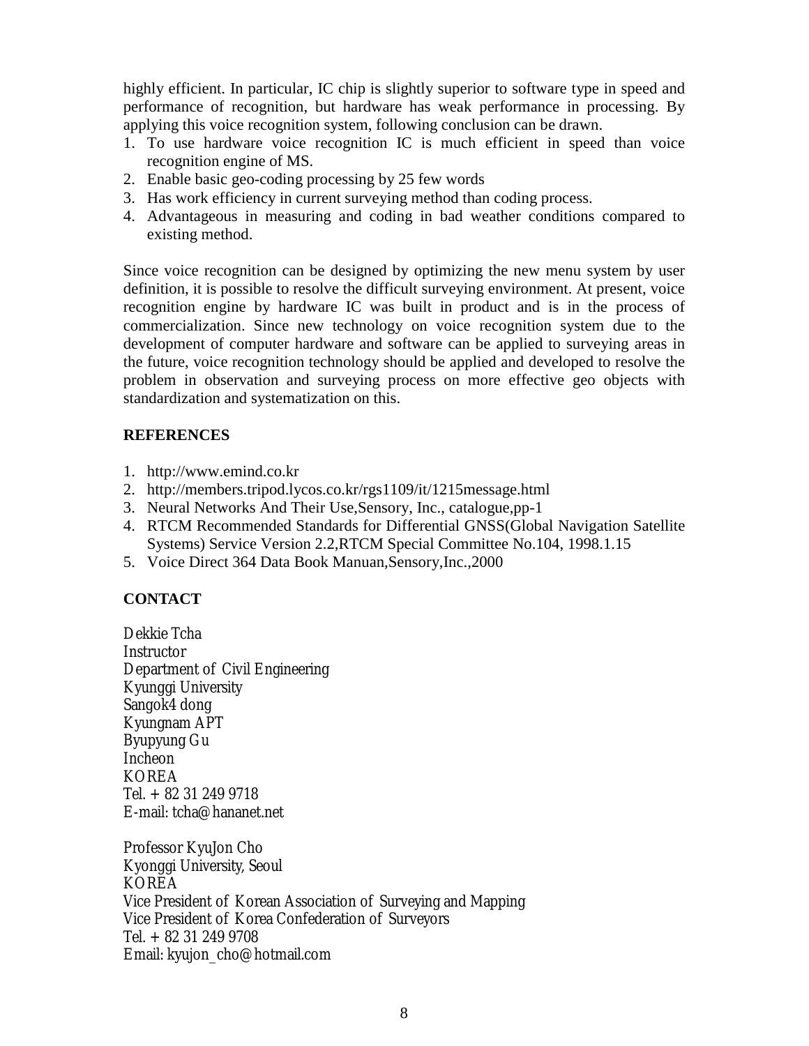highly efficient. In particular, IC chip is slightly superior to software type in speed and performance of recognition, but hardware has weak performance in processing. By applying this voice recognition system, following conclusion can be drawn.

1. To use hardware voice recognition IC is much efficient in speed than voice recognition engine of MS.
2. Enable basic geo-coding processing by 25 few words
3. Has work efficiency in current surveying method than coding process.
4. Advantageous in measuring and coding in bad weather conditions compared to existing method.

Since voice recognition can be designed by optimizing the new menu system by user definition, it is possible to resolve the difficult surveying environment. At present, voice recognition engine by hardware IC was built in product and is in the process of commercialization. Since new technology on voice recognition system due to the development of computer hardware and software can be applied to surveying areas in the future, voice recognition technology should be applied and developed to resolve the problem in observation and surveying process on more effective geo objects with standardization and systematization on this.

## REFERENCES

1. http://www.emind.co.kr
2. http://members.tripod.lycos.co.kr/rgs1109/it/1215message.html
3. Neural Networks And Their Use,Sensory, Inc., catalogue,pp-1
4. RTCM Recommended Standards for Differential GNSS(Global Navigation Satellite Systems) Service Version 2.2,RTCM Special Committee No.104, 1998.1.15
5. Voice Direct 364 Data Book Manuan,Sensory,Inc.,2000

## CONTACT

Dekkie Tcha
Instructor
Department of Civil Engineering
Kyunggi University
Sangok4 dong
Kyungnam APT
Byupyung Gu
Incheon
KOREA
Tel. + 82 31 249 9718
E-mail: tcha@hananet.net

Professor KyuJon Cho
Kyonggi University, Seoul
KOREA
Vice President of Korean Association of Surveying and Mapping
Vice President of Korea Confederation of Surveyors
Tel. + 82 31 249 9708
Email: kyujon_cho@hotmail.com